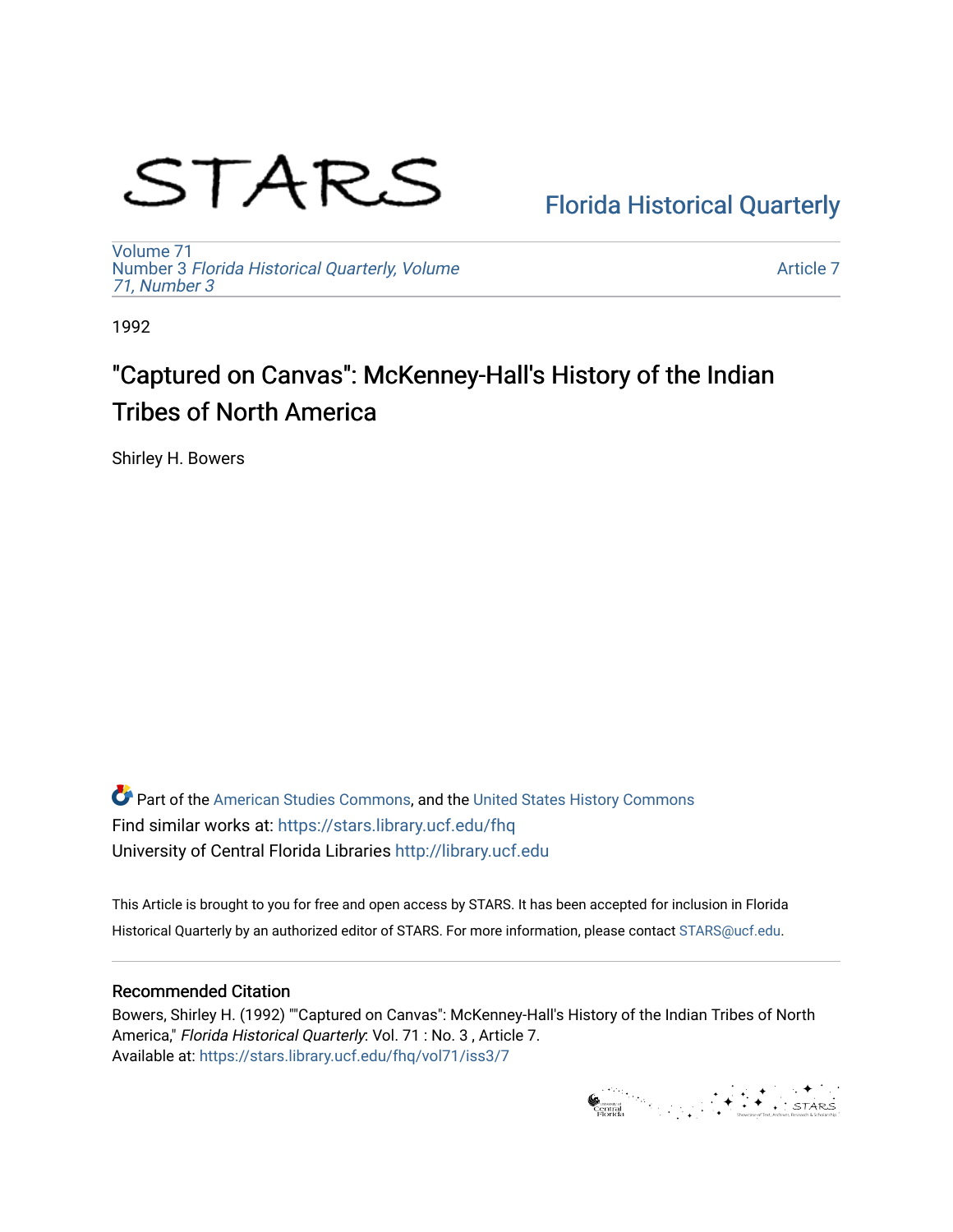STARS

Florida Historical Quarterly

Volume 71
Number 3 *Florida Historical Quarterly, Volume 71, Number 3*

Article 7

1992

# "Captured on Canvas": McKenney-Hall's History of the Indian Tribes of North America

Shirley H. Bowers

Part of the American Studies Commons, and the United States History Commons
Find similar works at: https://stars.library.ucf.edu/fhq
University of Central Florida Libraries http://library.ucf.edu

This Article is brought to you for free and open access by STARS. It has been accepted for inclusion in Florida Historical Quarterly by an authorized editor of STARS. For more information, please contact STARS@ucf.edu.

## Recommended Citation

Bowers, Shirley H. (1992) ""Captured on Canvas": McKenney-Hall's History of the Indian Tribes of North America," *Florida Historical Quarterly*: Vol. 71 : No. 3 , Article 7.
Available at: https://stars.library.ucf.edu/fhq/vol71/iss3/7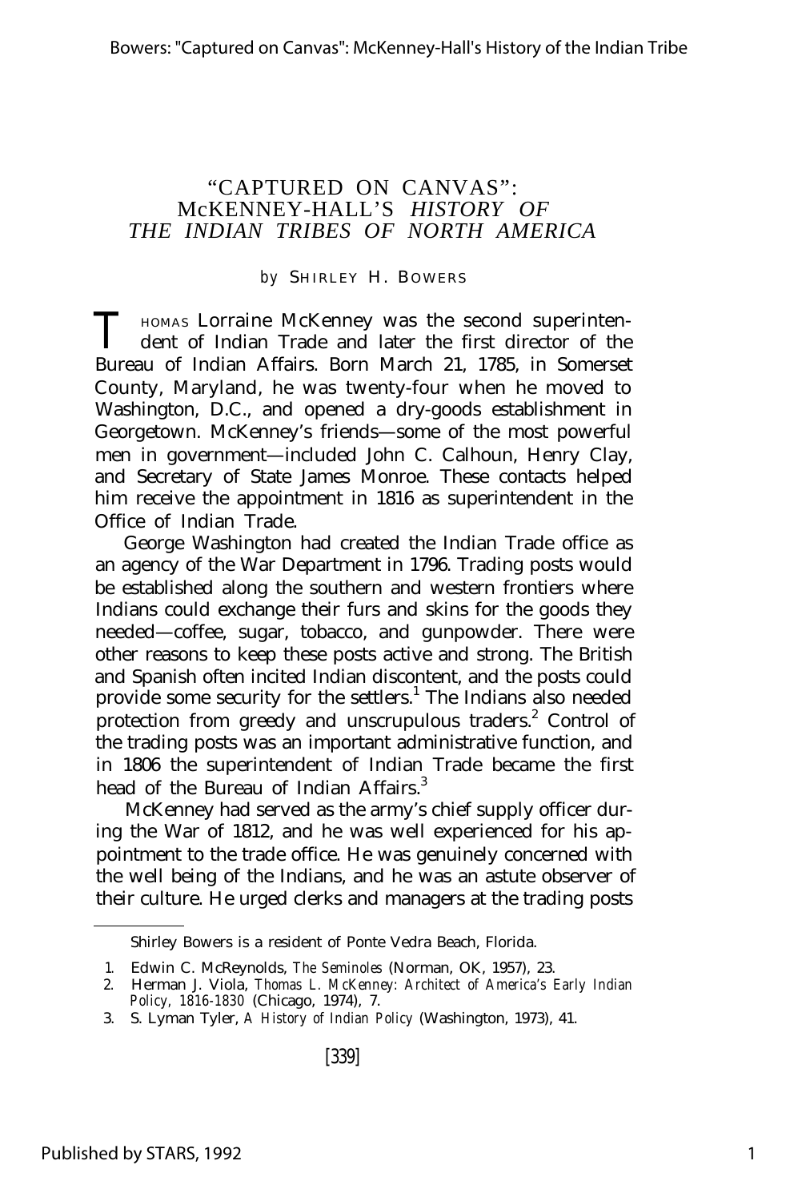# "CAPTURED ON CANVAS": McKENNEY-HALL'S *HISTORY OF THE INDIAN TRIBES OF NORTH AMERICA*

*by* SHIRLEY H. BOWERS

THOMAS Lorraine McKenney was the second superintendent of Indian Trade and later the first director of the Bureau of Indian Affairs. Born March 21, 1785, in Somerset County, Maryland, he was twenty-four when he moved to Washington, D.C., and opened a dry-goods establishment in Georgetown. McKenney's friends—some of the most powerful men in government—included John C. Calhoun, Henry Clay, and Secretary of State James Monroe. These contacts helped him receive the appointment in 1816 as superintendent in the Office of Indian Trade.

George Washington had created the Indian Trade office as an agency of the War Department in 1796. Trading posts would be established along the southern and western frontiers where Indians could exchange their furs and skins for the goods they needed—coffee, sugar, tobacco, and gunpowder. There were other reasons to keep these posts active and strong. The British and Spanish often incited Indian discontent, and the posts could provide some security for the settlers.[1] The Indians also needed protection from greedy and unscrupulous traders.[2] Control of the trading posts was an important administrative function, and in 1806 the superintendent of Indian Trade became the first head of the Bureau of Indian Affairs.[3]

McKenney had served as the army's chief supply officer during the War of 1812, and he was well experienced for his appointment to the trade office. He was genuinely concerned with the well being of the Indians, and he was an astute observer of their culture. He urged clerks and managers at the trading posts

---

Shirley Bowers is a resident of Ponte Vedra Beach, Florida.

1. Edwin C. McReynolds, *The Seminoles* (Norman, OK, 1957), 23.
2. Herman J. Viola, *Thomas L. McKenney: Architect of America's Early Indian Policy, 1816-1830* (Chicago, 1974), 7.
3. S. Lyman Tyler, *A History of Indian Policy* (Washington, 1973), 41.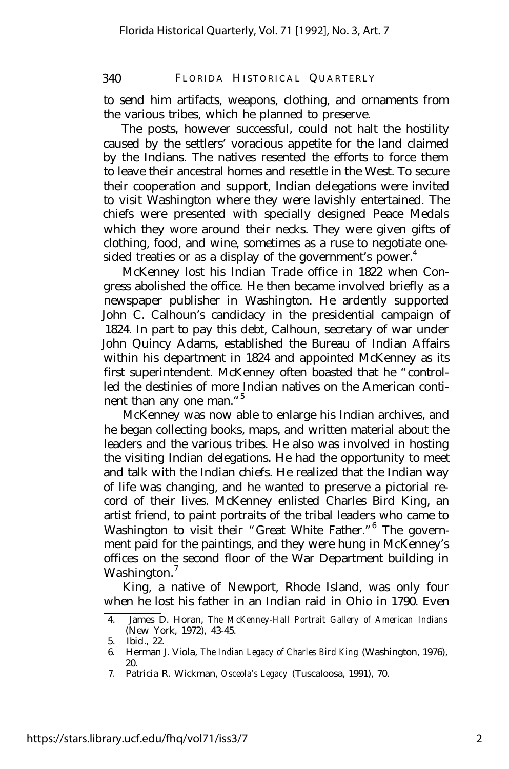to send him artifacts, weapons, clothing, and ornaments from the various tribes, which he planned to preserve.

The posts, however successful, could not halt the hostility caused by the settlers' voracious appetite for the land claimed by the Indians. The natives resented the efforts to force them to leave their ancestral homes and resettle in the West. To secure their cooperation and support, Indian delegations were invited to visit Washington where they were lavishly entertained. The chiefs were presented with specially designed Peace Medals which they wore around their necks. They were given gifts of clothing, food, and wine, sometimes as a ruse to negotiate one-sided treaties or as a display of the government's power.[4]

McKenney lost his Indian Trade office in 1822 when Congress abolished the office. He then became involved briefly as a newspaper publisher in Washington. He ardently supported John C. Calhoun's candidacy in the presidential campaign of 1824. In part to pay this debt, Calhoun, secretary of war under John Quincy Adams, established the Bureau of Indian Affairs within his department in 1824 and appointed McKenney as its first superintendent. McKenney often boasted that he "controlled the destinies of more Indian natives on the American continent than any one man."[5]

McKenney was now able to enlarge his Indian archives, and he began collecting books, maps, and written material about the leaders and the various tribes. He also was involved in hosting the visiting Indian delegations. He had the opportunity to meet and talk with the Indian chiefs. He realized that the Indian way of life was changing, and he wanted to preserve a pictorial record of their lives. McKenney enlisted Charles Bird King, an artist friend, to paint portraits of the tribal leaders who came to Washington to visit their "Great White Father."[6] The government paid for the paintings, and they were hung in McKenney's offices on the second floor of the War Department building in Washington.[7]

King, a native of Newport, Rhode Island, was only four when he lost his father in an Indian raid in Ohio in 1790. Even

4. James D. Horan, *The McKenney-Hall Portrait Gallery of American Indians* (New York, 1972), 43-45.
5. Ibid., 22.
6. Herman J. Viola, *The Indian Legacy of Charles Bird King* (Washington, 1976), 20.
7. Patricia R. Wickman, *Osceola's Legacy* (Tuscaloosa, 1991), 70.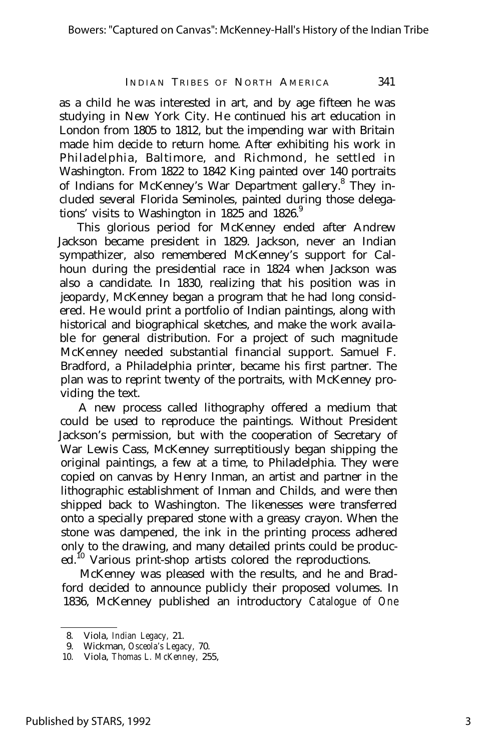as a child he was interested in art, and by age fifteen he was studying in New York City. He continued his art education in London from 1805 to 1812, but the impending war with Britain made him decide to return home. After exhibiting his work in Philadelphia, Baltimore, and Richmond, he settled in Washington. From 1822 to 1842 King painted over 140 portraits of Indians for McKenney's War Department gallery.[8] They included several Florida Seminoles, painted during those delegations' visits to Washington in 1825 and 1826.[9]

This glorious period for McKenney ended after Andrew Jackson became president in 1829. Jackson, never an Indian sympathizer, also remembered McKenney's support for Calhoun during the presidential race in 1824 when Jackson was also a candidate. In 1830, realizing that his position was in jeopardy, McKenney began a program that he had long considered. He would print a portfolio of Indian paintings, along with historical and biographical sketches, and make the work available for general distribution. For a project of such magnitude McKenney needed substantial financial support. Samuel F. Bradford, a Philadelphia printer, became his first partner. The plan was to reprint twenty of the portraits, with McKenney providing the text.

A new process called lithography offered a medium that could be used to reproduce the paintings. Without President Jackson's permission, but with the cooperation of Secretary of War Lewis Cass, McKenney surreptitiously began shipping the original paintings, a few at a time, to Philadelphia. They were copied on canvas by Henry Inman, an artist and partner in the lithographic establishment of Inman and Childs, and were then shipped back to Washington. The likenesses were transferred onto a specially prepared stone with a greasy crayon. When the stone was dampened, the ink in the printing process adhered only to the drawing, and many detailed prints could be produced.[10] Various print-shop artists colored the reproductions.

McKenney was pleased with the results, and he and Bradford decided to announce publicly their proposed volumes. In 1836, McKenney published an introductory *Catalogue of One*

---

8. Viola, *Indian Legacy*, 21.
9. Wickman, *Osceola's Legacy*, 70.
10. Viola, *Thomas L. McKenney*, 255,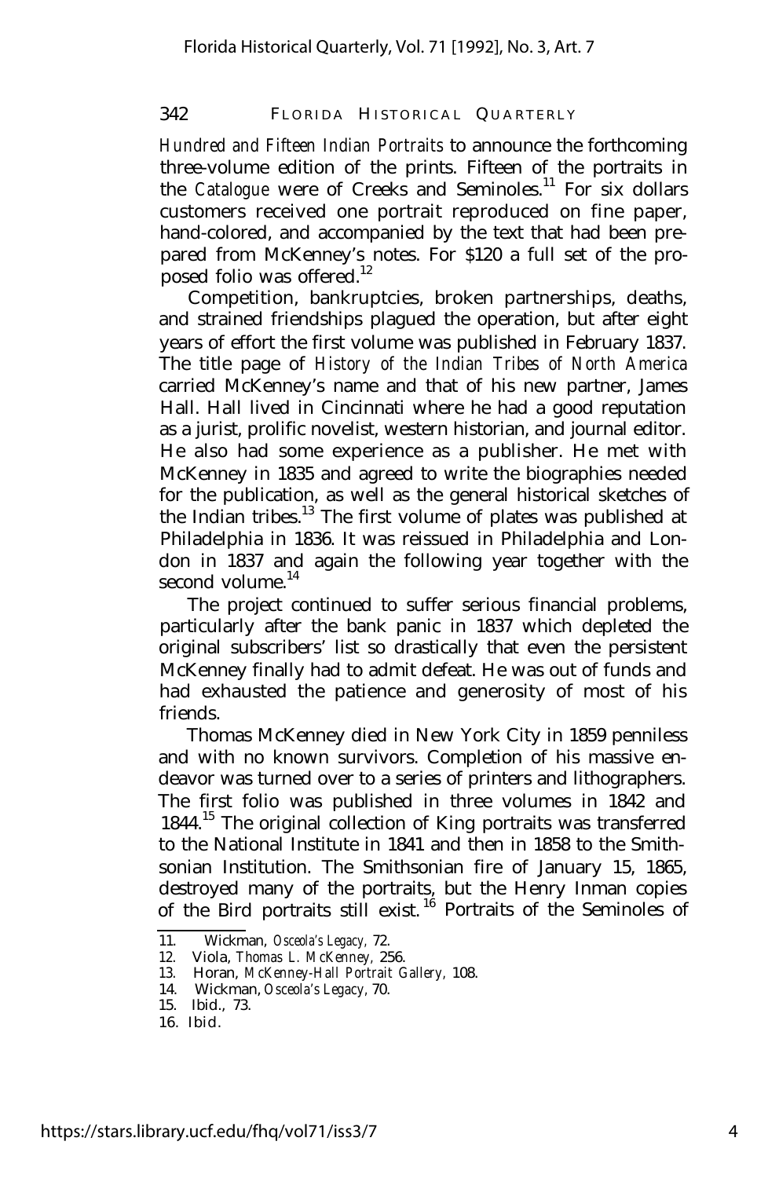*Hundred and Fifteen Indian Portraits* to announce the forthcoming three-volume edition of the prints. Fifteen of the portraits in the *Catalogue* were of Creeks and Seminoles.[11] For six dollars customers received one portrait reproduced on fine paper, hand-colored, and accompanied by the text that had been prepared from McKenney's notes. For $120 a full set of the proposed folio was offered.[12]

Competition, bankruptcies, broken partnerships, deaths, and strained friendships plagued the operation, but after eight years of effort the first volume was published in February 1837. The title page of *History of the Indian Tribes of North America* carried McKenney's name and that of his new partner, James Hall. Hall lived in Cincinnati where he had a good reputation as a jurist, prolific novelist, western historian, and journal editor. He also had some experience as a publisher. He met with McKenney in 1835 and agreed to write the biographies needed for the publication, as well as the general historical sketches of the Indian tribes.[13] The first volume of plates was published at Philadelphia in 1836. It was reissued in Philadelphia and London in 1837 and again the following year together with the second volume.[14]

The project continued to suffer serious financial problems, particularly after the bank panic in 1837 which depleted the original subscribers' list so drastically that even the persistent McKenney finally had to admit defeat. He was out of funds and had exhausted the patience and generosity of most of his friends.

Thomas McKenney died in New York City in 1859 penniless and with no known survivors. Completion of his massive endeavor was turned over to a series of printers and lithographers. The first folio was published in three volumes in 1842 and 1844.[15] The original collection of King portraits was transferred to the National Institute in 1841 and then in 1858 to the Smithsonian Institution. The Smithsonian fire of January 15, 1865, destroyed many of the portraits, but the Henry Inman copies of the Bird portraits still exist.[16] Portraits of the Seminoles of

---

11. Wickman, *Osceola's Legacy*, 72.
12. Viola, *Thomas L. McKenney*, 256.
13. Horan, *McKenney-Hall Portrait Gallery*, 108.
14. Wickman, *Osceola's Legacy*, 70.
15. Ibid., 73.
16. Ibid.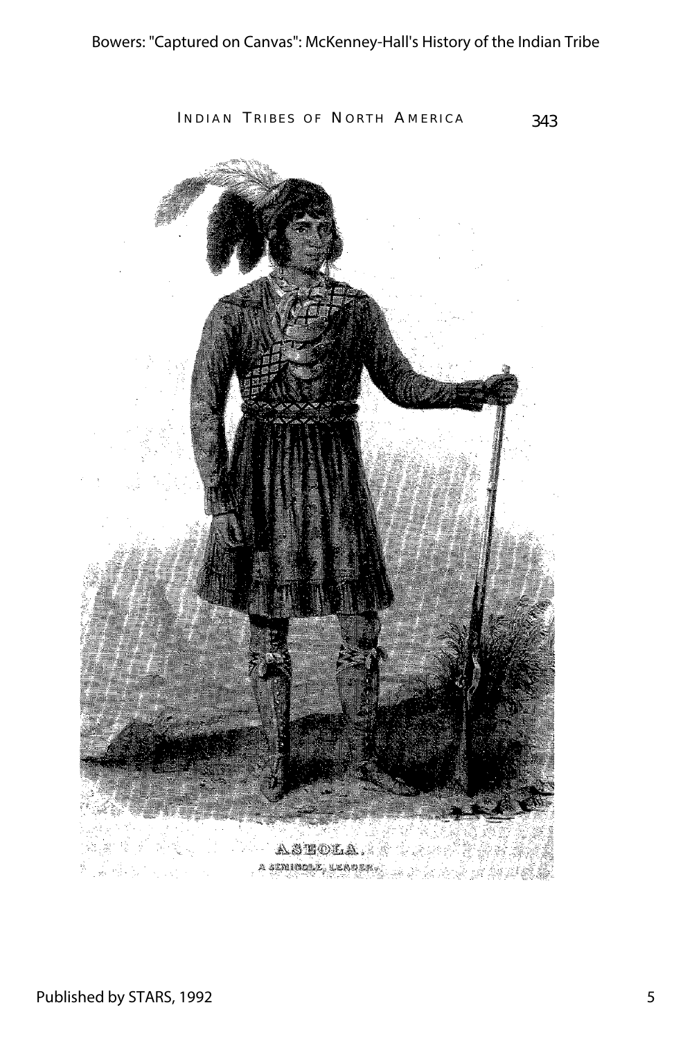ASEOLA.

A SEMINOLE LEADER.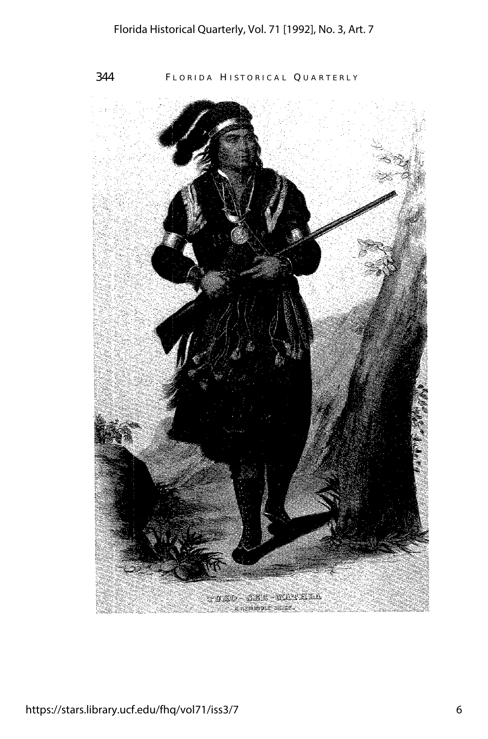TUKO-SEE-MATHLA

SEMINOLE CHIEF.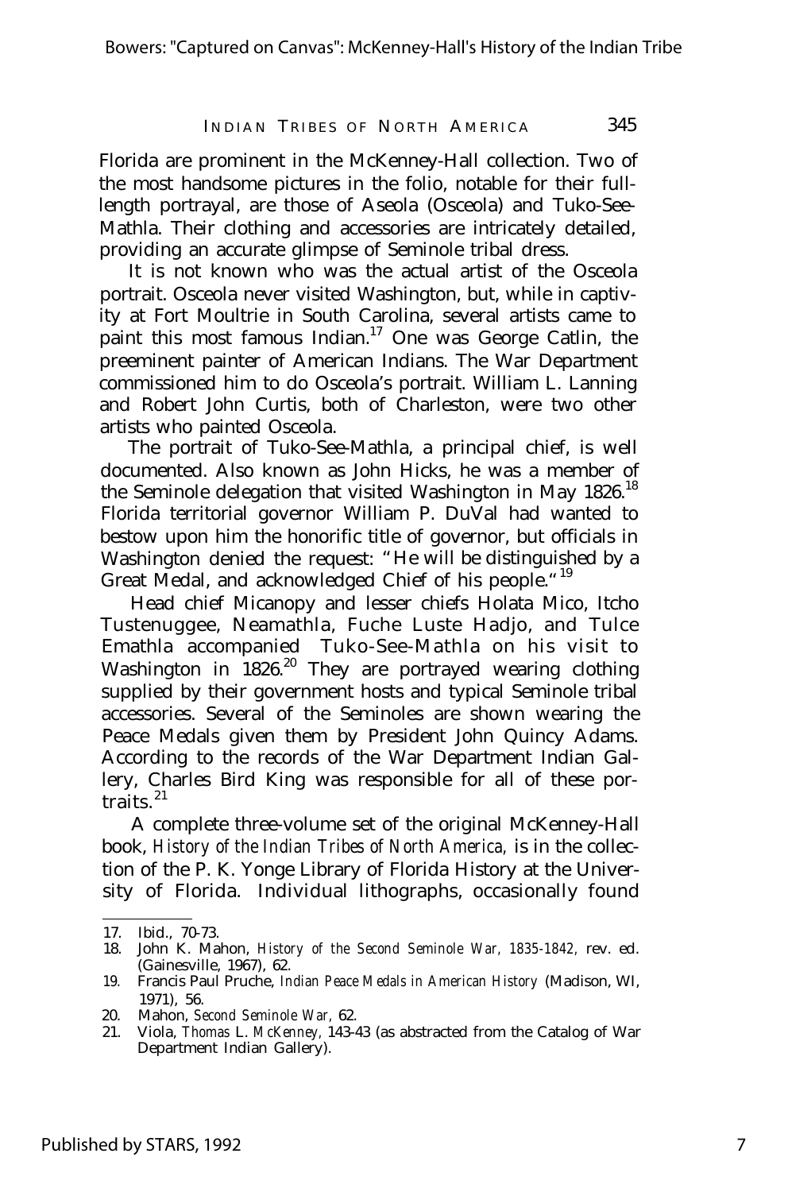Florida are prominent in the McKenney-Hall collection. Two of the most handsome pictures in the folio, notable for their full-length portrayal, are those of Aseola (Osceola) and Tuko-See-Mathla. Their clothing and accessories are intricately detailed, providing an accurate glimpse of Seminole tribal dress.

It is not known who was the actual artist of the Osceola portrait. Osceola never visited Washington, but, while in captivity at Fort Moultrie in South Carolina, several artists came to paint this most famous Indian.[17] One was George Catlin, the preeminent painter of American Indians. The War Department commissioned him to do Osceola's portrait. William L. Lanning and Robert John Curtis, both of Charleston, were two other artists who painted Osceola.

The portrait of Tuko-See-Mathla, a principal chief, is well documented. Also known as John Hicks, he was a member of the Seminole delegation that visited Washington in May 1826.[18] Florida territorial governor William P. DuVal had wanted to bestow upon him the honorific title of governor, but officials in Washington denied the request: "He will be distinguished by a Great Medal, and acknowledged Chief of his people."[19]

Head chief Micanopy and lesser chiefs Holata Mico, Itcho Tustenuggee, Neamathla, Fuche Luste Hadjo, and Tulce Emathla accompanied Tuko-See-Mathla on his visit to Washington in 1826.[20] They are portrayed wearing clothing supplied by their government hosts and typical Seminole tribal accessories. Several of the Seminoles are shown wearing the Peace Medals given them by President John Quincy Adams. According to the records of the War Department Indian Gallery, Charles Bird King was responsible for all of these portraits.[21]

A complete three-volume set of the original McKenney-Hall book, *History of the Indian Tribes of North America,* is in the collection of the P. K. Yonge Library of Florida History at the University of Florida. Individual lithographs, occasionally found

---

17. Ibid., 70-73.
18. John K. Mahon, *History of the Second Seminole War, 1835-1842,* rev. ed. (Gainesville, 1967), 62.
19. Francis Paul Pruche, *Indian Peace Medals in American History* (Madison, WI, 1971), 56.
20. Mahon, *Second Seminole War,* 62.
21. Viola, *Thomas L. McKenney,* 143-43 (as abstracted from the Catalog of War Department Indian Gallery).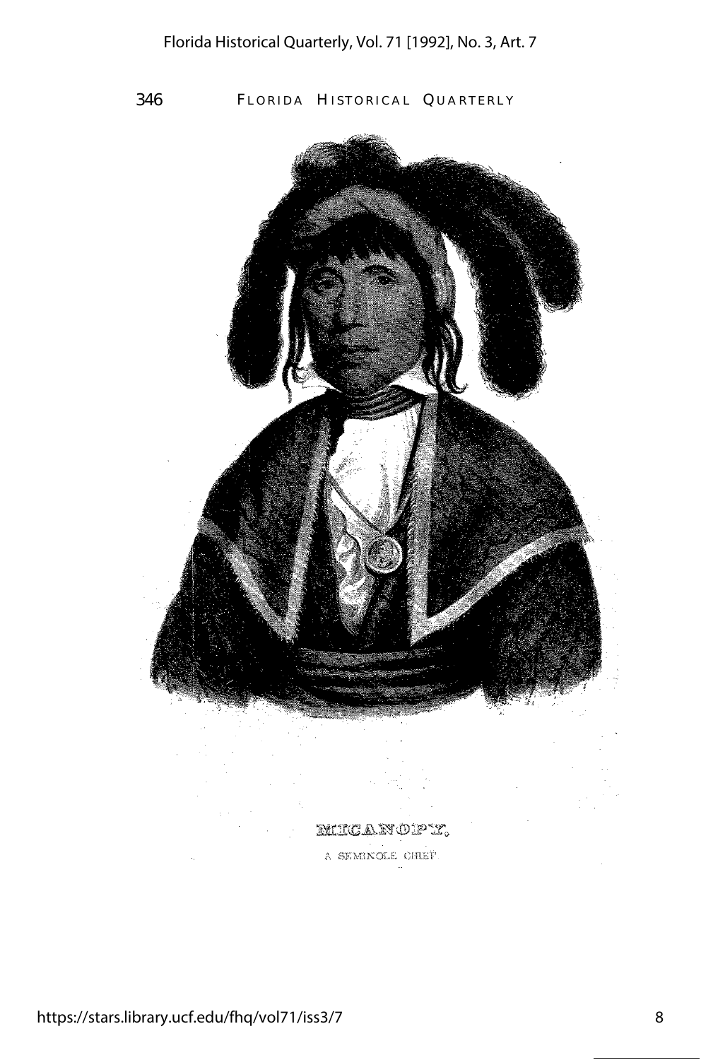MICANOPY,

A SEMINOLE CHIEF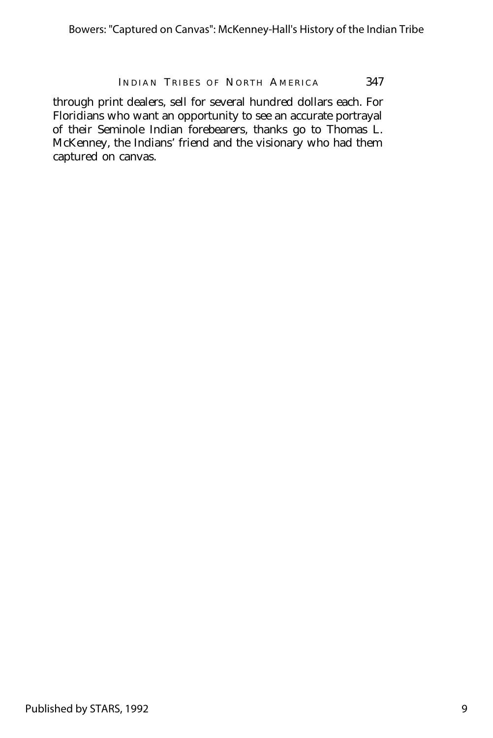through print dealers, sell for several hundred dollars each. For Floridians who want an opportunity to see an accurate portrayal of their Seminole Indian forebearers, thanks go to Thomas L. McKenney, the Indians' friend and the visionary who had them captured on canvas.